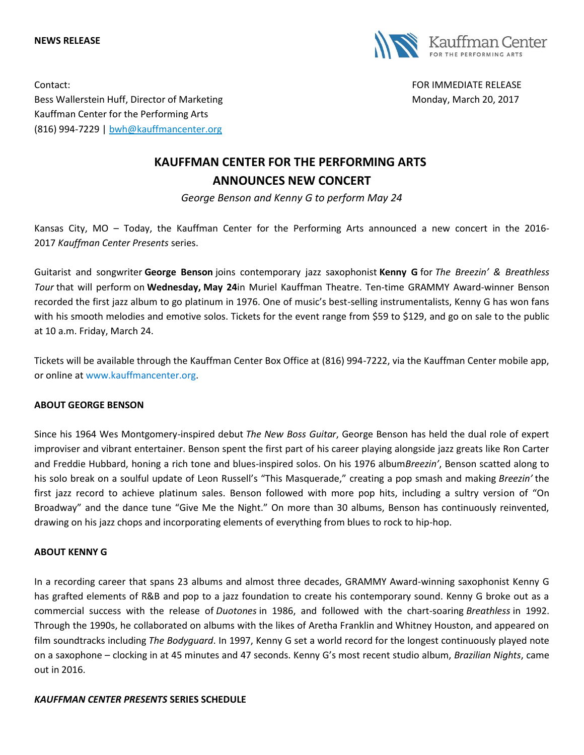**NEWS RELEASE**

Kauffman Center FOR THE PERFORMING ARTS

Contact:
Bess Wallerstein Huff, Director of Marketing
Kauffman Center for the Performing Arts
(816) 994-7229 | bwh@kauffmancenter.org

FOR IMMEDIATE RELEASE
Monday, March 20, 2017

# KAUFFMAN CENTER FOR THE PERFORMING ARTS ANNOUNCES NEW CONCERT

*George Benson and Kenny G to perform May 24*

Kansas City, MO – Today, the Kauffman Center for the Performing Arts announced a new concert in the 2016-2017 *Kauffman Center Presents* series.

Guitarist and songwriter **George Benson** joins contemporary jazz saxophonist **Kenny G** for *The Breezin' & Breathless Tour* that will perform on **Wednesday, May 24**in Muriel Kauffman Theatre. Ten-time GRAMMY Award-winner Benson recorded the first jazz album to go platinum in 1976. One of music's best-selling instrumentalists, Kenny G has won fans with his smooth melodies and emotive solos. Tickets for the event range from $59 to $129, and go on sale to the public at 10 a.m. Friday, March 24.

Tickets will be available through the Kauffman Center Box Office at (816) 994-7222, via the Kauffman Center mobile app, or online at www.kauffmancenter.org.

**ABOUT GEORGE BENSON**

Since his 1964 Wes Montgomery-inspired debut *The New Boss Guitar*, George Benson has held the dual role of expert improviser and vibrant entertainer. Benson spent the first part of his career playing alongside jazz greats like Ron Carter and Freddie Hubbard, honing a rich tone and blues-inspired solos. On his 1976 album*Breezin'*, Benson scatted along to his solo break on a soulful update of Leon Russell's "This Masquerade," creating a pop smash and making *Breezin'* the first jazz record to achieve platinum sales. Benson followed with more pop hits, including a sultry version of "On Broadway" and the dance tune "Give Me the Night." On more than 30 albums, Benson has continuously reinvented, drawing on his jazz chops and incorporating elements of everything from blues to rock to hip-hop.

**ABOUT KENNY G**

In a recording career that spans 23 albums and almost three decades, GRAMMY Award-winning saxophonist Kenny G has grafted elements of R&B and pop to a jazz foundation to create his contemporary sound. Kenny G broke out as a commercial success with the release of *Duotones* in 1986, and followed with the chart-soaring *Breathless* in 1992. Through the 1990s, he collaborated on albums with the likes of Aretha Franklin and Whitney Houston, and appeared on film soundtracks including *The Bodyguard*. In 1997, Kenny G set a world record for the longest continuously played note on a saxophone – clocking in at 45 minutes and 47 seconds. Kenny G's most recent studio album, *Brazilian Nights*, came out in 2016.

***KAUFFMAN CENTER PRESENTS* SERIES SCHEDULE**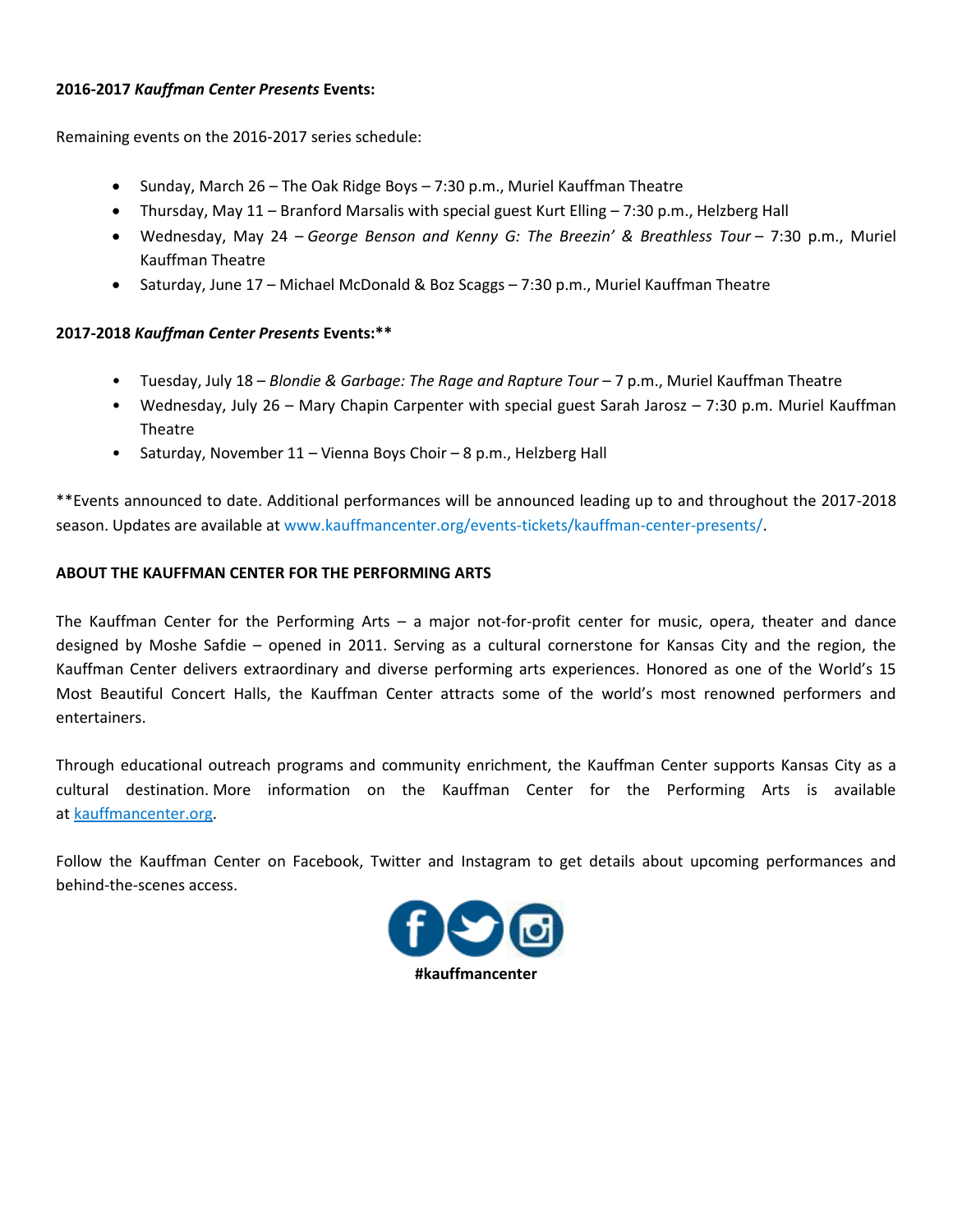**2016-2017 *Kauffman Center Presents* Events:**

Remaining events on the 2016-2017 series schedule:

- Sunday, March 26 – The Oak Ridge Boys – 7:30 p.m., Muriel Kauffman Theatre
- Thursday, May 11 – Branford Marsalis with special guest Kurt Elling – 7:30 p.m., Helzberg Hall
- Wednesday, May 24 – *George Benson and Kenny G: The Breezin' & Breathless Tour* – 7:30 p.m., Muriel Kauffman Theatre
- Saturday, June 17 – Michael McDonald & Boz Scaggs – 7:30 p.m., Muriel Kauffman Theatre

**2017-2018 *Kauffman Center Presents* Events:****

- Tuesday, July 18 – *Blondie & Garbage: The Rage and Rapture Tour* – 7 p.m., Muriel Kauffman Theatre
- Wednesday, July 26 – Mary Chapin Carpenter with special guest Sarah Jarosz – 7:30 p.m. Muriel Kauffman Theatre
- Saturday, November 11 – Vienna Boys Choir – 8 p.m., Helzberg Hall

**Events announced to date. Additional performances will be announced leading up to and throughout the 2017-2018 season. Updates are available at www.kauffmancenter.org/events-tickets/kauffman-center-presents/.

**ABOUT THE KAUFFMAN CENTER FOR THE PERFORMING ARTS**

The Kauffman Center for the Performing Arts – a major not-for-profit center for music, opera, theater and dance designed by Moshe Safdie – opened in 2011. Serving as a cultural cornerstone for Kansas City and the region, the Kauffman Center delivers extraordinary and diverse performing arts experiences. Honored as one of the World's 15 Most Beautiful Concert Halls, the Kauffman Center attracts some of the world's most renowned performers and entertainers.

Through educational outreach programs and community enrichment, the Kauffman Center supports Kansas City as a cultural destination. More information on the Kauffman Center for the Performing Arts is available at kauffmancenter.org.

Follow the Kauffman Center on Facebook, Twitter and Instagram to get details about upcoming performances and behind-the-scenes access.

**#kauffmancenter**